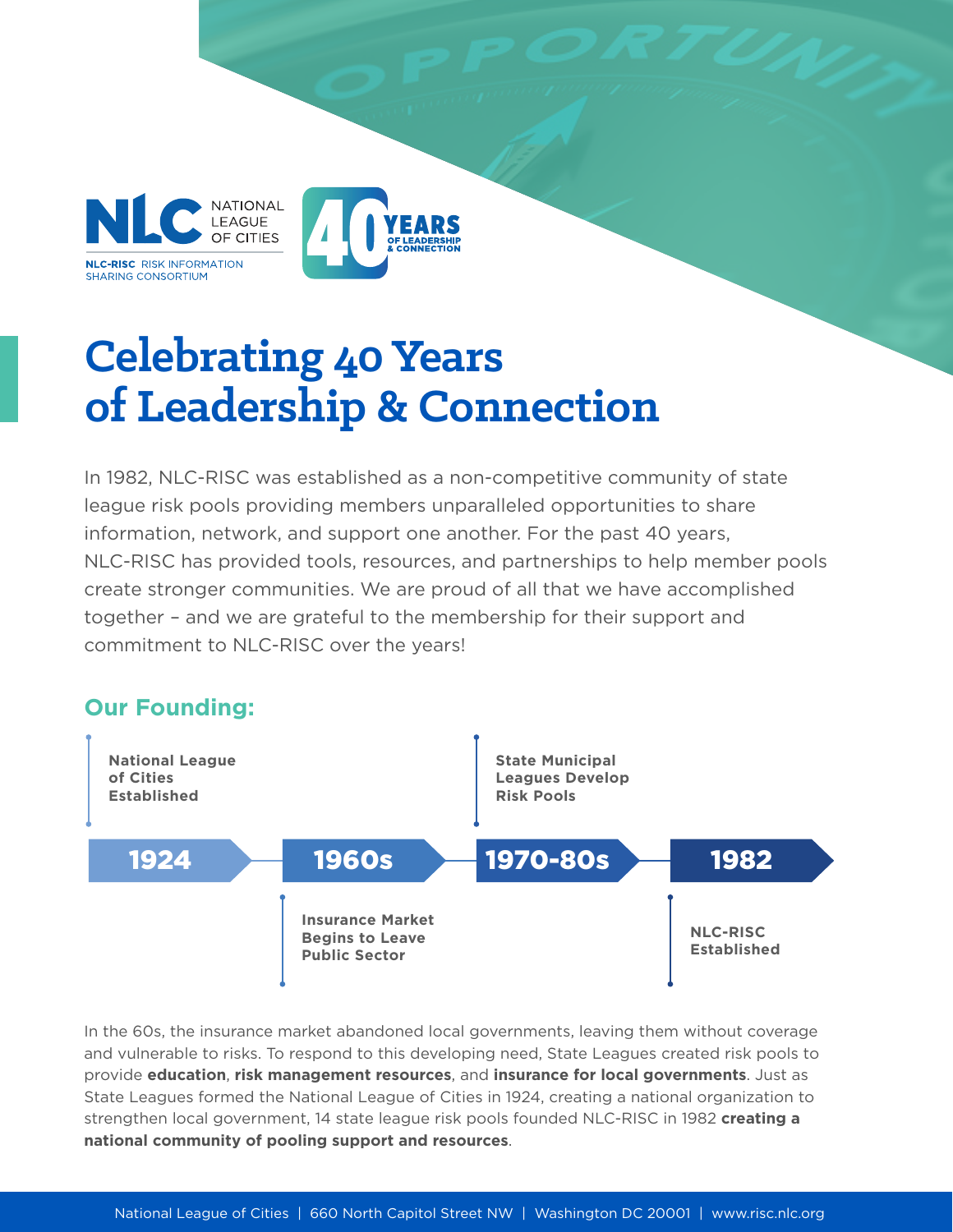NATIONAL LEAGUE OF CITIES

NLC-RISC RISK INFORMATION SHARING CONSORTIUM

40 YEARS OF LEADERSHIP & CONNECTION

# Celebrating 40 Years of Leadership & Connection

In 1982, NLC-RISC was established as a non-competitive community of state league risk pools providing members unparalleled opportunities to share information, network, and support one another. For the past 40 years, NLC-RISC has provided tools, resources, and partnerships to help member pools create stronger communities. We are proud of all that we have accomplished together – and we are grateful to the membership for their support and commitment to NLC-RISC over the years!

## Our Founding:

- **1924** — **National League of Cities Established**
- **1960s** — **Insurance Market Begins to Leave Public Sector**
- **1970-80s** — **State Municipal Leagues Develop Risk Pools**
- **1982** — **NLC-RISC Established**

In the 60s, the insurance market abandoned local governments, leaving them without coverage and vulnerable to risks. To respond to this developing need, State Leagues created risk pools to provide **education**, **risk management resources**, and **insurance for local governments**. Just as State Leagues formed the National League of Cities in 1924, creating a national organization to strengthen local government, 14 state league risk pools founded NLC-RISC in 1982 **creating a national community of pooling support and resources**.

National League of Cities | 660 North Capitol Street NW | Washington DC 20001 | www.risc.nlc.org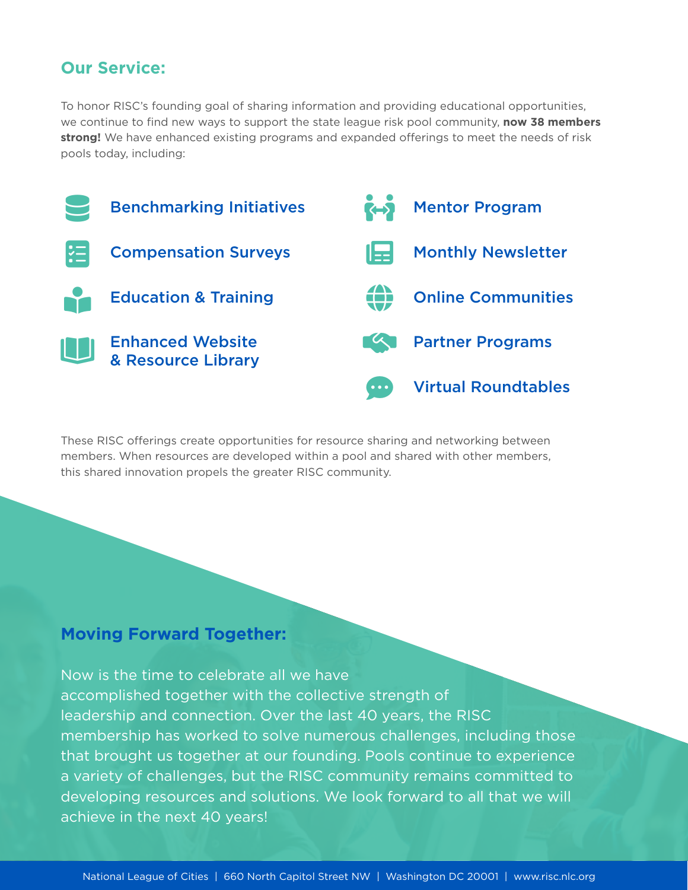## Our Service:

To honor RISC's founding goal of sharing information and providing educational opportunities, we continue to find new ways to support the state league risk pool community, **now 38 members strong!** We have enhanced existing programs and expanded offerings to meet the needs of risk pools today, including:

- Benchmarking Initiatives
- Compensation Surveys
- Education & Training
- Enhanced Website & Resource Library
- Mentor Program
- Monthly Newsletter
- Online Communities
- Partner Programs
- Virtual Roundtables

These RISC offerings create opportunities for resource sharing and networking between members. When resources are developed within a pool and shared with other members, this shared innovation propels the greater RISC community.

## Moving Forward Together:

Now is the time to celebrate all we have accomplished together with the collective strength of leadership and connection. Over the last 40 years, the RISC membership has worked to solve numerous challenges, including those that brought us together at our founding. Pools continue to experience a variety of challenges, but the RISC community remains committed to developing resources and solutions. We look forward to all that we will achieve in the next 40 years!

National League of Cities | 660 North Capitol Street NW | Washington DC 20001 | www.risc.nlc.org